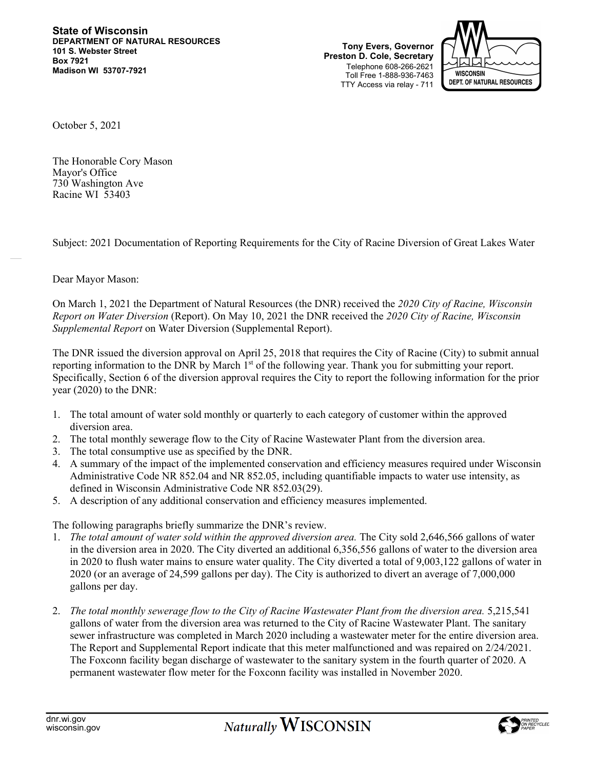**State of Wisconsin**
**DEPARTMENT OF NATURAL RESOURCES**
**101 S. Webster Street**
**Box 7921**
**Madison WI 53707-7921**

**Tony Evers, Governor**
**Preston D. Cole, Secretary**
Telephone 608-266-2621
Toll Free 1-888-936-7463
TTY Access via relay - 711

WISCONSIN DEPT. OF NATURAL RESOURCES

October 5, 2021

The Honorable Cory Mason
Mayor's Office
730 Washington Ave
Racine WI 53403

Subject: 2021 Documentation of Reporting Requirements for the City of Racine Diversion of Great Lakes Water

Dear Mayor Mason:

On March 1, 2021 the Department of Natural Resources (the DNR) received the *2020 City of Racine, Wisconsin Report on Water Diversion* (Report). On May 10, 2021 the DNR received the *2020 City of Racine, Wisconsin Supplemental Report* on Water Diversion (Supplemental Report).

The DNR issued the diversion approval on April 25, 2018 that requires the City of Racine (City) to submit annual reporting information to the DNR by March 1st of the following year. Thank you for submitting your report. Specifically, Section 6 of the diversion approval requires the City to report the following information for the prior year (2020) to the DNR:

1. The total amount of water sold monthly or quarterly to each category of customer within the approved diversion area.
2. The total monthly sewerage flow to the City of Racine Wastewater Plant from the diversion area.
3. The total consumptive use as specified by the DNR.
4. A summary of the impact of the implemented conservation and efficiency measures required under Wisconsin Administrative Code NR 852.04 and NR 852.05, including quantifiable impacts to water use intensity, as defined in Wisconsin Administrative Code NR 852.03(29).
5. A description of any additional conservation and efficiency measures implemented.

The following paragraphs briefly summarize the DNR's review.

1. *The total amount of water sold within the approved diversion area.* The City sold 2,646,566 gallons of water in the diversion area in 2020. The City diverted an additional 6,356,556 gallons of water to the diversion area in 2020 to flush water mains to ensure water quality. The City diverted a total of 9,003,122 gallons of water in 2020 (or an average of 24,599 gallons per day). The City is authorized to divert an average of 7,000,000 gallons per day.

2. *The total monthly sewerage flow to the City of Racine Wastewater Plant from the diversion area.* 5,215,541 gallons of water from the diversion area was returned to the City of Racine Wastewater Plant. The sanitary sewer infrastructure was completed in March 2020 including a wastewater meter for the entire diversion area. The Report and Supplemental Report indicate that this meter malfunctioned and was repaired on 2/24/2021. The Foxconn facility began discharge of wastewater to the sanitary system in the fourth quarter of 2020. A permanent wastewater flow meter for the Foxconn facility was installed in November 2020.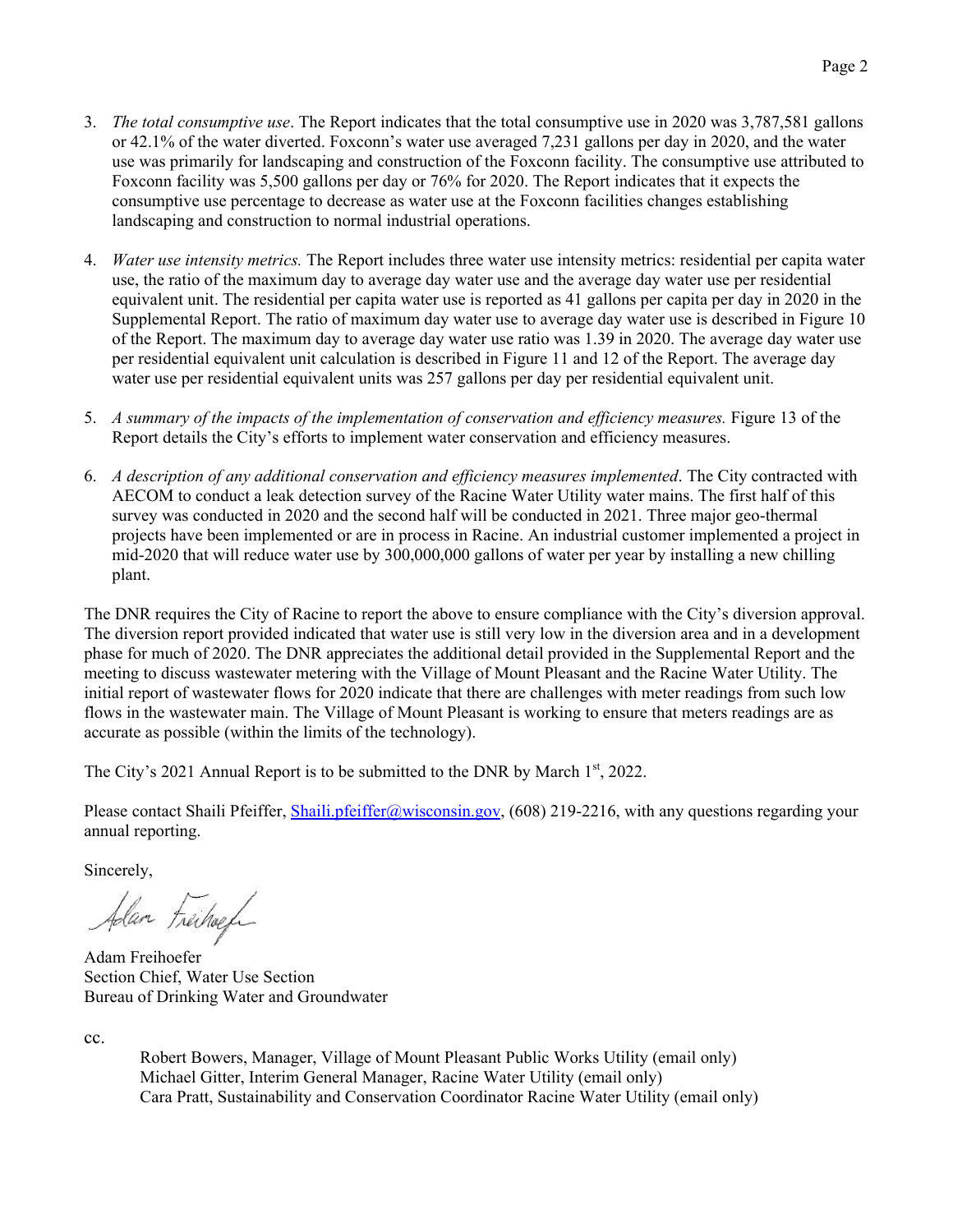3. *The total consumptive use*. The Report indicates that the total consumptive use in 2020 was 3,787,581 gallons or 42.1% of the water diverted. Foxconn's water use averaged 7,231 gallons per day in 2020, and the water use was primarily for landscaping and construction of the Foxconn facility. The consumptive use attributed to Foxconn facility was 5,500 gallons per day or 76% for 2020. The Report indicates that it expects the consumptive use percentage to decrease as water use at the Foxconn facilities changes establishing landscaping and construction to normal industrial operations.

4. *Water use intensity metrics.* The Report includes three water use intensity metrics: residential per capita water use, the ratio of the maximum day to average day water use and the average day water use per residential equivalent unit. The residential per capita water use is reported as 41 gallons per capita per day in 2020 in the Supplemental Report. The ratio of maximum day water use to average day water use is described in Figure 10 of the Report. The maximum day to average day water use ratio was 1.39 in 2020. The average day water use per residential equivalent unit calculation is described in Figure 11 and 12 of the Report. The average day water use per residential equivalent units was 257 gallons per day per residential equivalent unit.

5. *A summary of the impacts of the implementation of conservation and efficiency measures.* Figure 13 of the Report details the City's efforts to implement water conservation and efficiency measures.

6. *A description of any additional conservation and efficiency measures implemented*. The City contracted with AECOM to conduct a leak detection survey of the Racine Water Utility water mains. The first half of this survey was conducted in 2020 and the second half will be conducted in 2021. Three major geo-thermal projects have been implemented or are in process in Racine. An industrial customer implemented a project in mid-2020 that will reduce water use by 300,000,000 gallons of water per year by installing a new chilling plant.

The DNR requires the City of Racine to report the above to ensure compliance with the City's diversion approval. The diversion report provided indicated that water use is still very low in the diversion area and in a development phase for much of 2020. The DNR appreciates the additional detail provided in the Supplemental Report and the meeting to discuss wastewater metering with the Village of Mount Pleasant and the Racine Water Utility. The initial report of wastewater flows for 2020 indicate that there are challenges with meter readings from such low flows in the wastewater main. The Village of Mount Pleasant is working to ensure that meters readings are as accurate as possible (within the limits of the technology).

The City's 2021 Annual Report is to be submitted to the DNR by March 1st, 2022.

Please contact Shaili Pfeiffer, Shaili.pfeiffer@wisconsin.gov, (608) 219-2216, with any questions regarding your annual reporting.

Sincerely,

Adam Freihoefer
Section Chief, Water Use Section
Bureau of Drinking Water and Groundwater

cc.

Robert Bowers, Manager, Village of Mount Pleasant Public Works Utility (email only)
Michael Gitter, Interim General Manager, Racine Water Utility (email only)
Cara Pratt, Sustainability and Conservation Coordinator Racine Water Utility (email only)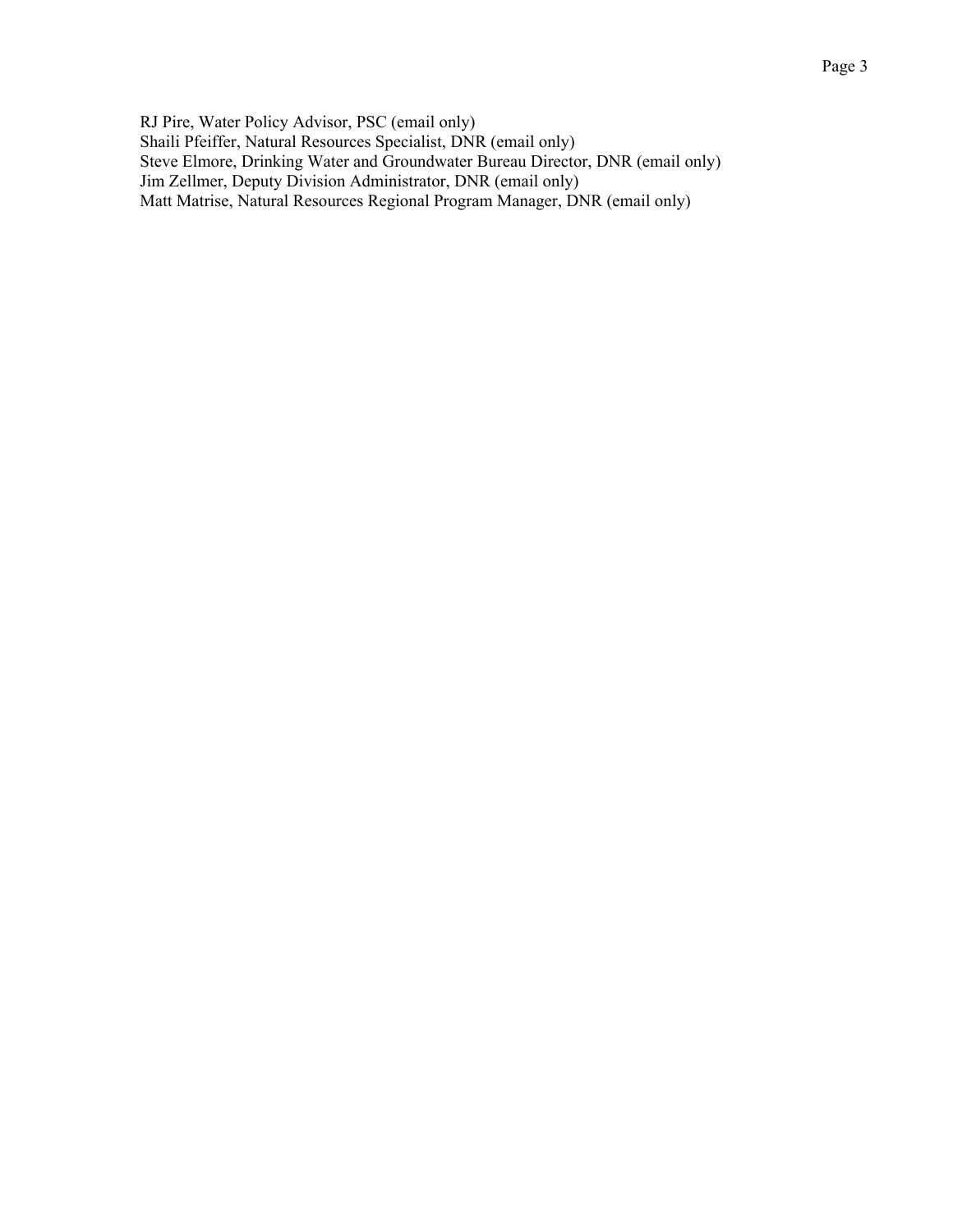RJ Pire, Water Policy Advisor, PSC (email only)
Shaili Pfeiffer, Natural Resources Specialist, DNR (email only)
Steve Elmore, Drinking Water and Groundwater Bureau Director, DNR (email only)
Jim Zellmer, Deputy Division Administrator, DNR (email only)
Matt Matrise, Natural Resources Regional Program Manager, DNR (email only)